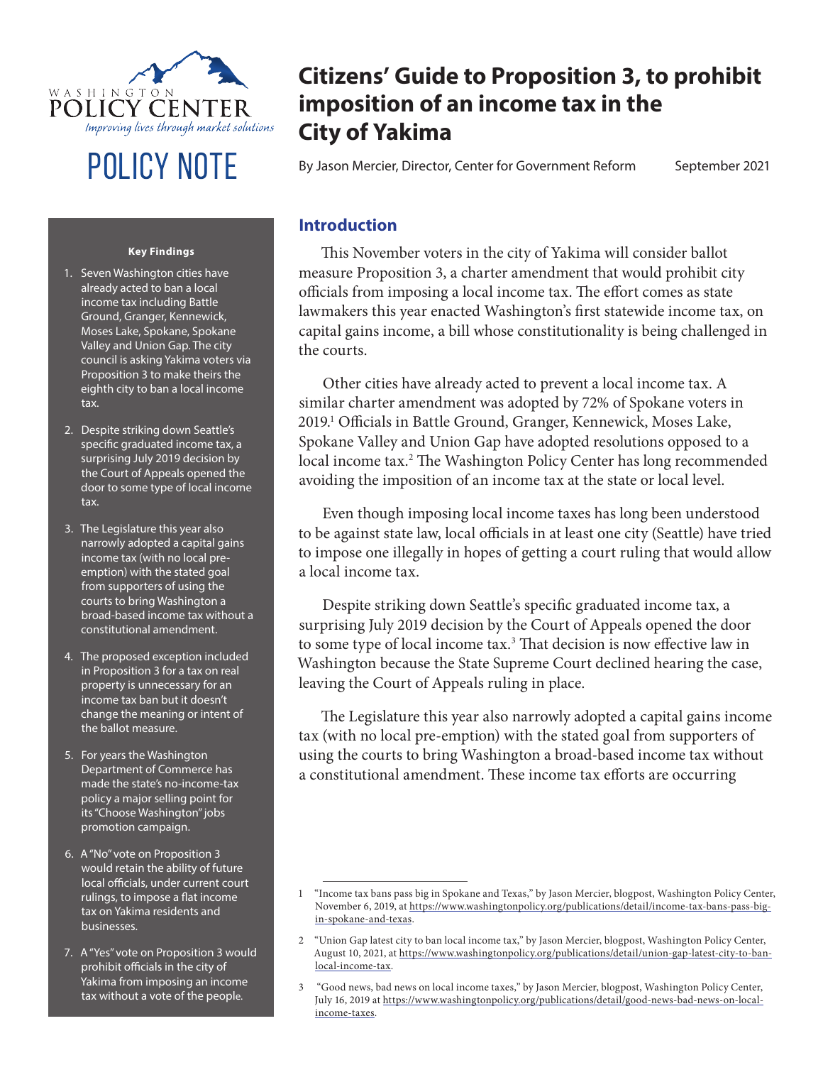WASHINGTON POLICY CENTER
*Improving lives through market solutions*

POLICY NOTE

# Citizens' Guide to Proposition 3, to prohibit imposition of an income tax in the City of Yakima

By Jason Mercier, Director, Center for Government Reform

September 2021

**Key Findings**

1. Seven Washington cities have already acted to ban a local income tax including Battle Ground, Granger, Kennewick, Moses Lake, Spokane, Spokane Valley and Union Gap. The city council is asking Yakima voters via Proposition 3 to make theirs the eighth city to ban a local income tax.
2. Despite striking down Seattle's specific graduated income tax, a surprising July 2019 decision by the Court of Appeals opened the door to some type of local income tax.
3. The Legislature this year also narrowly adopted a capital gains income tax (with no local pre-emption) with the stated goal from supporters of using the courts to bring Washington a broad-based income tax without a constitutional amendment.
4. The proposed exception included in Proposition 3 for a tax on real property is unnecessary for an income tax ban but it doesn't change the meaning or intent of the ballot measure.
5. For years the Washington Department of Commerce has made the state's no-income-tax policy a major selling point for its "Choose Washington" jobs promotion campaign.
6. A "No" vote on Proposition 3 would retain the ability of future local officials, under current court rulings, to impose a flat income tax on Yakima residents and businesses.
7. A "Yes" vote on Proposition 3 would prohibit officials in the city of Yakima from imposing an income tax without a vote of the people.

## Introduction

This November voters in the city of Yakima will consider ballot measure Proposition 3, a charter amendment that would prohibit city officials from imposing a local income tax. The effort comes as state lawmakers this year enacted Washington's first statewide income tax, on capital gains income, a bill whose constitutionality is being challenged in the courts.

Other cities have already acted to prevent a local income tax. A similar charter amendment was adopted by 72% of Spokane voters in 2019.[1] Officials in Battle Ground, Granger, Kennewick, Moses Lake, Spokane Valley and Union Gap have adopted resolutions opposed to a local income tax.[2] The Washington Policy Center has long recommended avoiding the imposition of an income tax at the state or local level.

Even though imposing local income taxes has long been understood to be against state law, local officials in at least one city (Seattle) have tried to impose one illegally in hopes of getting a court ruling that would allow a local income tax.

Despite striking down Seattle's specific graduated income tax, a surprising July 2019 decision by the Court of Appeals opened the door to some type of local income tax.[3] That decision is now effective law in Washington because the State Supreme Court declined hearing the case, leaving the Court of Appeals ruling in place.

The Legislature this year also narrowly adopted a capital gains income tax (with no local pre-emption) with the stated goal from supporters of using the courts to bring Washington a broad-based income tax without a constitutional amendment. These income tax efforts are occurring

---

1 "Income tax bans pass big in Spokane and Texas," by Jason Mercier, blogpost, Washington Policy Center, November 6, 2019, at https://www.washingtonpolicy.org/publications/detail/income-tax-bans-pass-big-in-spokane-and-texas.

2 "Union Gap latest city to ban local income tax," by Jason Mercier, blogpost, Washington Policy Center, August 10, 2021, at https://www.washingtonpolicy.org/publications/detail/union-gap-latest-city-to-ban-local-income-tax.

3 "Good news, bad news on local income taxes," by Jason Mercier, blogpost, Washington Policy Center, July 16, 2019 at https://www.washingtonpolicy.org/publications/detail/good-news-bad-news-on-local-income-taxes.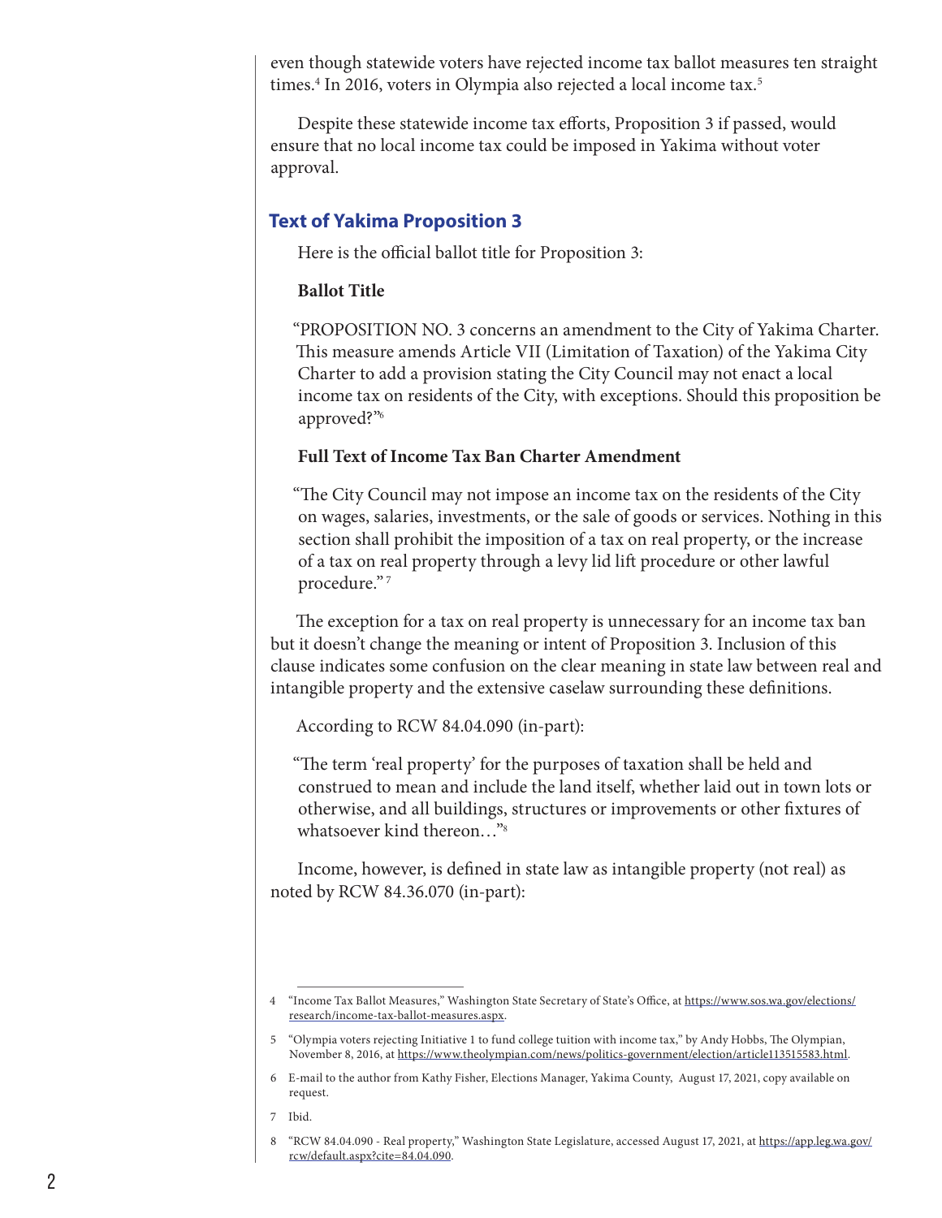even though statewide voters have rejected income tax ballot measures ten straight times.[4] In 2016, voters in Olympia also rejected a local income tax.[5]

Despite these statewide income tax efforts, Proposition 3 if passed, would ensure that no local income tax could be imposed in Yakima without voter approval.

## Text of Yakima Proposition 3

Here is the official ballot title for Proposition 3:

**Ballot Title**

"PROPOSITION NO. 3 concerns an amendment to the City of Yakima Charter. This measure amends Article VII (Limitation of Taxation) of the Yakima City Charter to add a provision stating the City Council may not enact a local income tax on residents of the City, with exceptions. Should this proposition be approved?"[6]

**Full Text of Income Tax Ban Charter Amendment**

"The City Council may not impose an income tax on the residents of the City on wages, salaries, investments, or the sale of goods or services. Nothing in this section shall prohibit the imposition of a tax on real property, or the increase of a tax on real property through a levy lid lift procedure or other lawful procedure."[7]

The exception for a tax on real property is unnecessary for an income tax ban but it doesn't change the meaning or intent of Proposition 3. Inclusion of this clause indicates some confusion on the clear meaning in state law between real and intangible property and the extensive caselaw surrounding these definitions.

According to RCW 84.04.090 (in-part):

"The term 'real property' for the purposes of taxation shall be held and construed to mean and include the land itself, whether laid out in town lots or otherwise, and all buildings, structures or improvements or other fixtures of whatsoever kind thereon…"[8]

Income, however, is defined in state law as intangible property (not real) as noted by RCW 84.36.070 (in-part):

---

4 "Income Tax Ballot Measures," Washington State Secretary of State's Office, at https://www.sos.wa.gov/elections/research/income-tax-ballot-measures.aspx.

5 "Olympia voters rejecting Initiative 1 to fund college tuition with income tax," by Andy Hobbs, The Olympian, November 8, 2016, at https://www.theolympian.com/news/politics-government/election/article113515583.html.

6 E-mail to the author from Kathy Fisher, Elections Manager, Yakima County, August 17, 2021, copy available on request.

7 Ibid.

8 "RCW 84.04.090 - Real property," Washington State Legislature, accessed August 17, 2021, at https://app.leg.wa.gov/rcw/default.aspx?cite=84.04.090.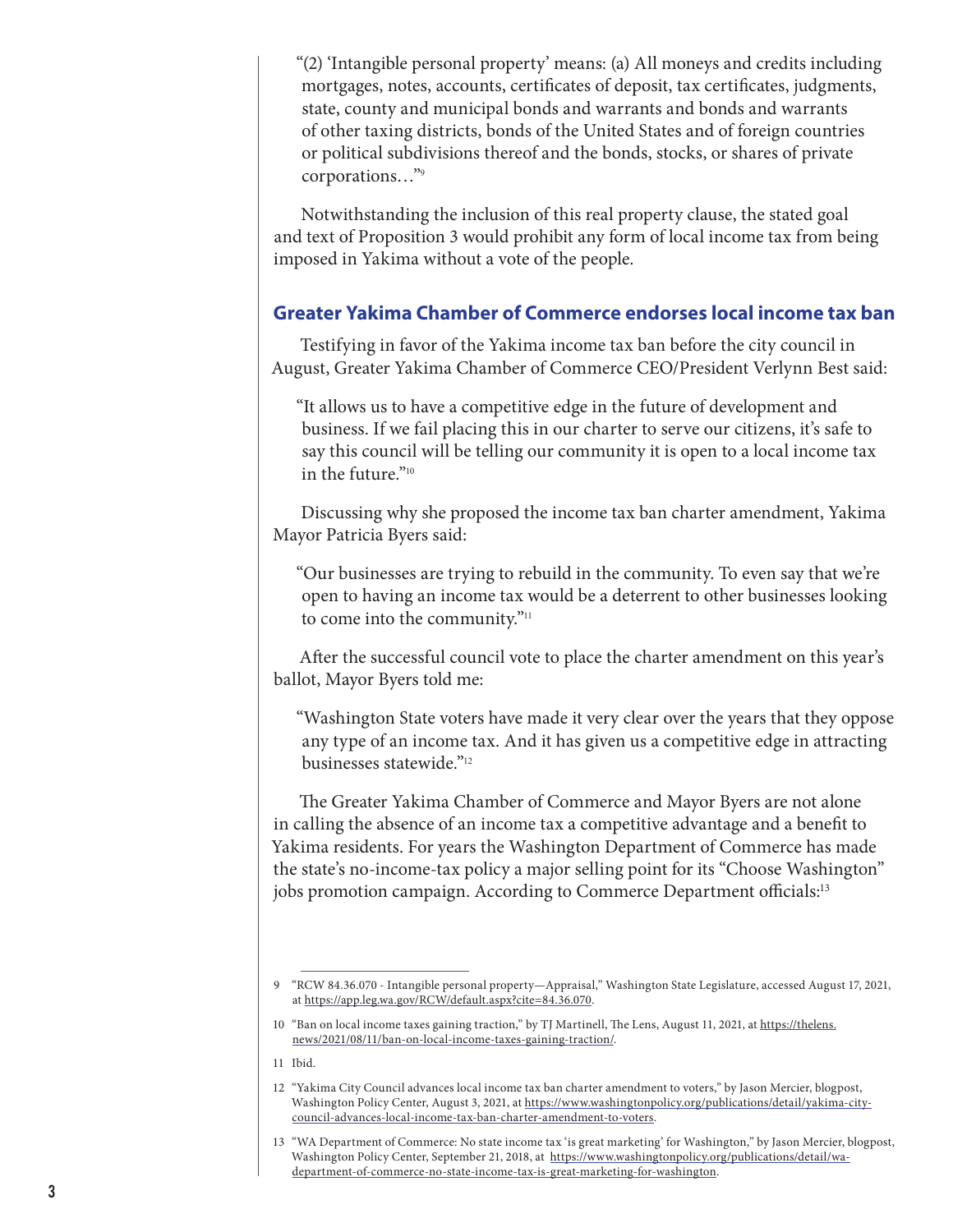> "(2) 'Intangible personal property' means: (a) All moneys and credits including mortgages, notes, accounts, certificates of deposit, tax certificates, judgments, state, county and municipal bonds and warrants and bonds and warrants of other taxing districts, bonds of the United States and of foreign countries or political subdivisions thereof and the bonds, stocks, or shares of private corporations…"[9]

Notwithstanding the inclusion of this real property clause, the stated goal and text of Proposition 3 would prohibit any form of local income tax from being imposed in Yakima without a vote of the people.

## Greater Yakima Chamber of Commerce endorses local income tax ban

Testifying in favor of the Yakima income tax ban before the city council in August, Greater Yakima Chamber of Commerce CEO/President Verlynn Best said:

> "It allows us to have a competitive edge in the future of development and business. If we fail placing this in our charter to serve our citizens, it's safe to say this council will be telling our community it is open to a local income tax in the future."[10]

Discussing why she proposed the income tax ban charter amendment, Yakima Mayor Patricia Byers said:

> "Our businesses are trying to rebuild in the community. To even say that we're open to having an income tax would be a deterrent to other businesses looking to come into the community."[11]

After the successful council vote to place the charter amendment on this year's ballot, Mayor Byers told me:

> "Washington State voters have made it very clear over the years that they oppose any type of an income tax. And it has given us a competitive edge in attracting businesses statewide."[12]

The Greater Yakima Chamber of Commerce and Mayor Byers are not alone in calling the absence of an income tax a competitive advantage and a benefit to Yakima residents. For years the Washington Department of Commerce has made the state's no-income-tax policy a major selling point for its "Choose Washington" jobs promotion campaign. According to Commerce Department officials:[13]

---

9 "RCW 84.36.070 - Intangible personal property—Appraisal," Washington State Legislature, accessed August 17, 2021, at https://app.leg.wa.gov/RCW/default.aspx?cite=84.36.070.

10 "Ban on local income taxes gaining traction," by TJ Martinell, The Lens, August 11, 2021, at https://thelens.news/2021/08/11/ban-on-local-income-taxes-gaining-traction/.

11 Ibid.

12 "Yakima City Council advances local income tax ban charter amendment to voters," by Jason Mercier, blogpost, Washington Policy Center, August 3, 2021, at https://www.washingtonpolicy.org/publications/detail/yakima-city-council-advances-local-income-tax-ban-charter-amendment-to-voters.

13 "WA Department of Commerce: No state income tax 'is great marketing' for Washington," by Jason Mercier, blogpost, Washington Policy Center, September 21, 2018, at https://www.washingtonpolicy.org/publications/detail/wa-department-of-commerce-no-state-income-tax-is-great-marketing-for-washington.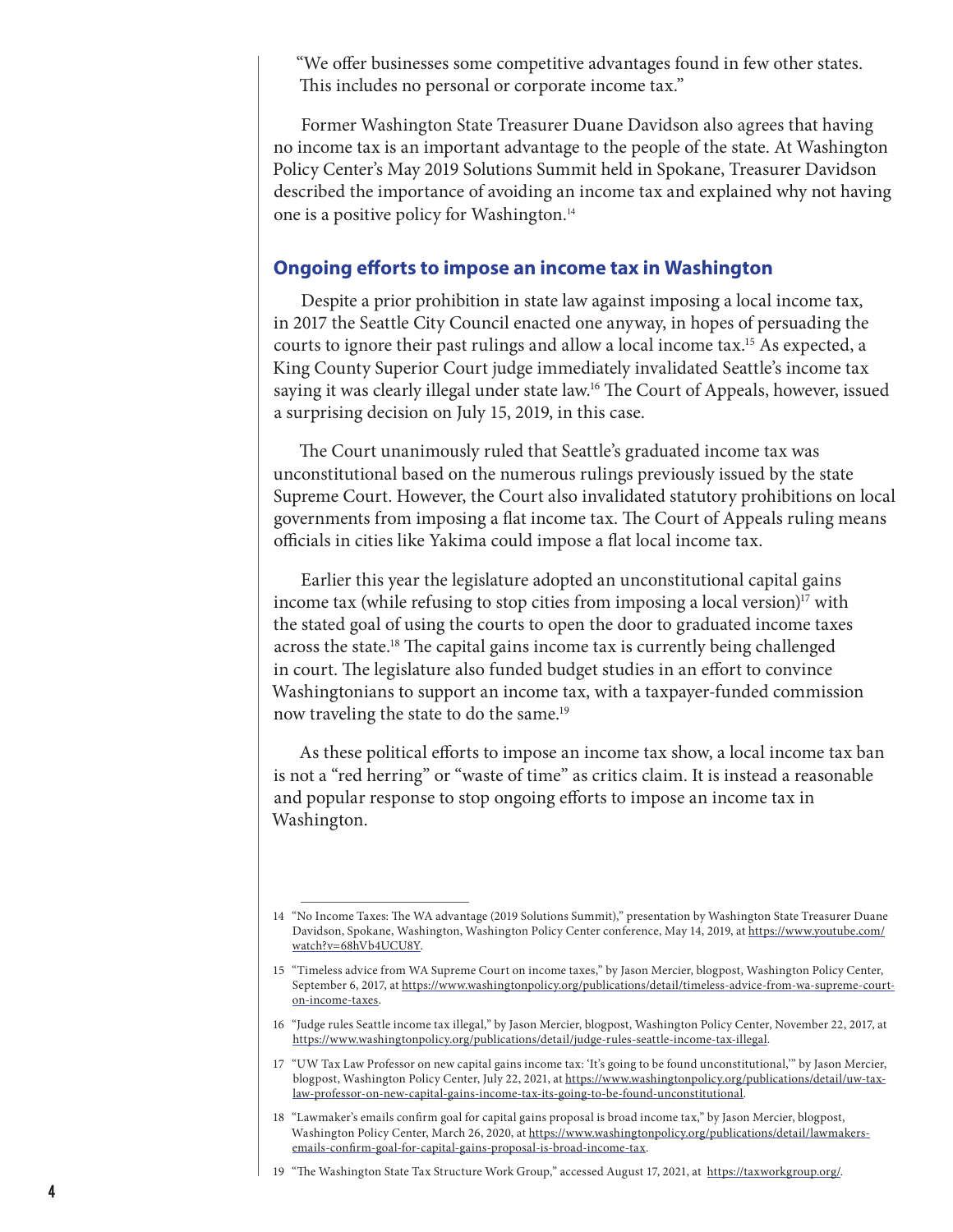"We offer businesses some competitive advantages found in few other states. This includes no personal or corporate income tax."

Former Washington State Treasurer Duane Davidson also agrees that having no income tax is an important advantage to the people of the state. At Washington Policy Center's May 2019 Solutions Summit held in Spokane, Treasurer Davidson described the importance of avoiding an income tax and explained why not having one is a positive policy for Washington.[14]

## Ongoing efforts to impose an income tax in Washington

Despite a prior prohibition in state law against imposing a local income tax, in 2017 the Seattle City Council enacted one anyway, in hopes of persuading the courts to ignore their past rulings and allow a local income tax.[15] As expected, a King County Superior Court judge immediately invalidated Seattle's income tax saying it was clearly illegal under state law.[16] The Court of Appeals, however, issued a surprising decision on July 15, 2019, in this case.

The Court unanimously ruled that Seattle's graduated income tax was unconstitutional based on the numerous rulings previously issued by the state Supreme Court. However, the Court also invalidated statutory prohibitions on local governments from imposing a flat income tax. The Court of Appeals ruling means officials in cities like Yakima could impose a flat local income tax.

Earlier this year the legislature adopted an unconstitutional capital gains income tax (while refusing to stop cities from imposing a local version)[17] with the stated goal of using the courts to open the door to graduated income taxes across the state.[18] The capital gains income tax is currently being challenged in court. The legislature also funded budget studies in an effort to convince Washingtonians to support an income tax, with a taxpayer-funded commission now traveling the state to do the same.[19]

As these political efforts to impose an income tax show, a local income tax ban is not a "red herring" or "waste of time" as critics claim. It is instead a reasonable and popular response to stop ongoing efforts to impose an income tax in Washington.

---

14 "No Income Taxes: The WA advantage (2019 Solutions Summit)," presentation by Washington State Treasurer Duane Davidson, Spokane, Washington, Washington Policy Center conference, May 14, 2019, at https://www.youtube.com/watch?v=68hVb4UCU8Y.

15 "Timeless advice from WA Supreme Court on income taxes," by Jason Mercier, blogpost, Washington Policy Center, September 6, 2017, at https://www.washingtonpolicy.org/publications/detail/timeless-advice-from-wa-supreme-court-on-income-taxes.

16 "Judge rules Seattle income tax illegal," by Jason Mercier, blogpost, Washington Policy Center, November 22, 2017, at https://www.washingtonpolicy.org/publications/detail/judge-rules-seattle-income-tax-illegal.

17 "UW Tax Law Professor on new capital gains income tax: 'It's going to be found unconstitutional,'" by Jason Mercier, blogpost, Washington Policy Center, July 22, 2021, at https://www.washingtonpolicy.org/publications/detail/uw-tax-law-professor-on-new-capital-gains-income-tax-its-going-to-be-found-unconstitutional.

18 "Lawmaker's emails confirm goal for capital gains proposal is broad income tax," by Jason Mercier, blogpost, Washington Policy Center, March 26, 2020, at https://www.washingtonpolicy.org/publications/detail/lawmakers-emails-confirm-goal-for-capital-gains-proposal-is-broad-income-tax.

19 "The Washington State Tax Structure Work Group," accessed August 17, 2021, at https://taxworkgroup.org/.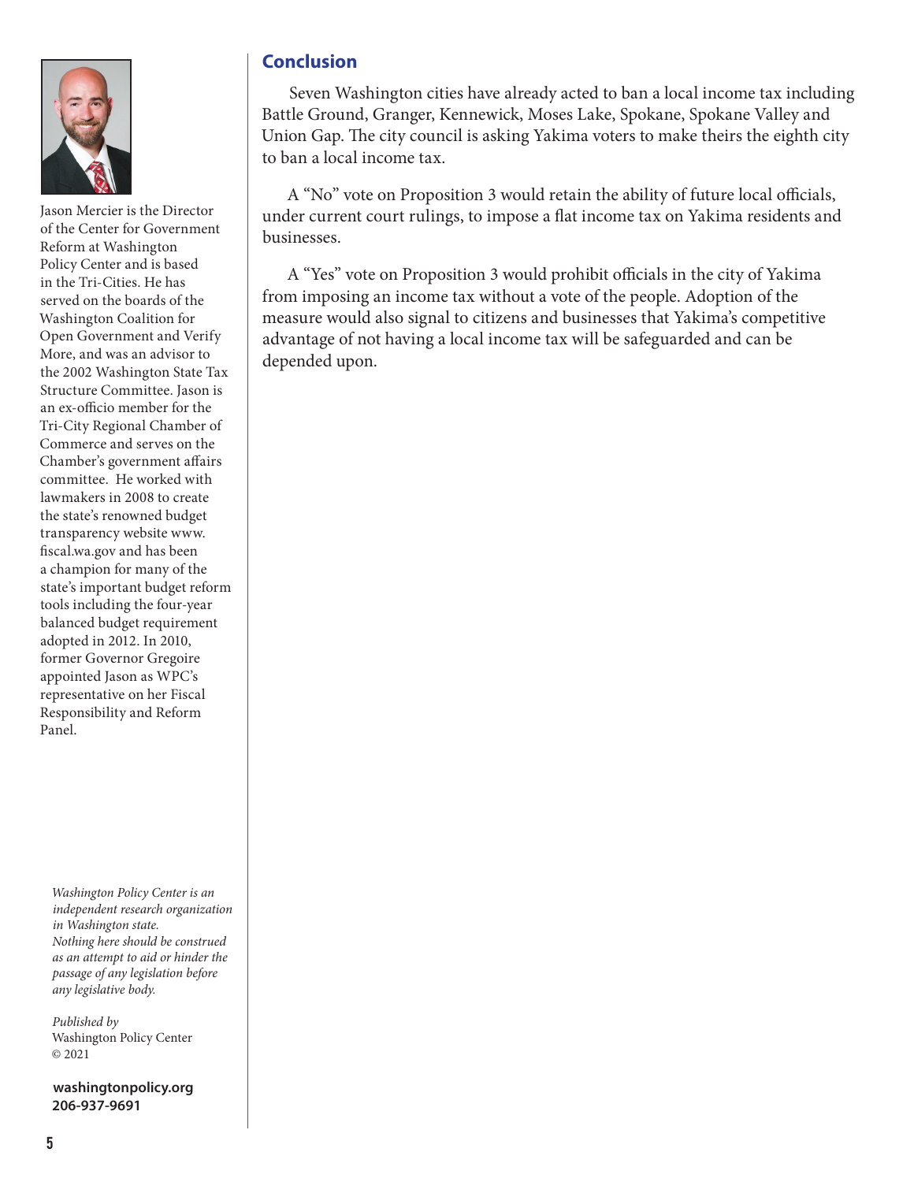## Conclusion

Seven Washington cities have already acted to ban a local income tax including Battle Ground, Granger, Kennewick, Moses Lake, Spokane, Spokane Valley and Union Gap. The city council is asking Yakima voters to make theirs the eighth city to ban a local income tax.

A "No" vote on Proposition 3 would retain the ability of future local officials, under current court rulings, to impose a flat income tax on Yakima residents and businesses.

A "Yes" vote on Proposition 3 would prohibit officials in the city of Yakima from imposing an income tax without a vote of the people. Adoption of the measure would also signal to citizens and businesses that Yakima's competitive advantage of not having a local income tax will be safeguarded and can be depended upon.

Jason Mercier is the Director of the Center for Government Reform at Washington Policy Center and is based in the Tri-Cities. He has served on the boards of the Washington Coalition for Open Government and Verify More, and was an advisor to the 2002 Washington State Tax Structure Committee. Jason is an ex-officio member for the Tri-City Regional Chamber of Commerce and serves on the Chamber's government affairs committee. He worked with lawmakers in 2008 to create the state's renowned budget transparency website www.fiscal.wa.gov and has been a champion for many of the state's important budget reform tools including the four-year balanced budget requirement adopted in 2012. In 2010, former Governor Gregoire appointed Jason as WPC's representative on her Fiscal Responsibility and Reform Panel.

*Washington Policy Center is an independent research organization in Washington state. Nothing here should be construed as an attempt to aid or hinder the passage of any legislation before any legislative body.*

*Published by*
Washington Policy Center
© 2021

**washingtonpolicy.org**
**206-937-9691**